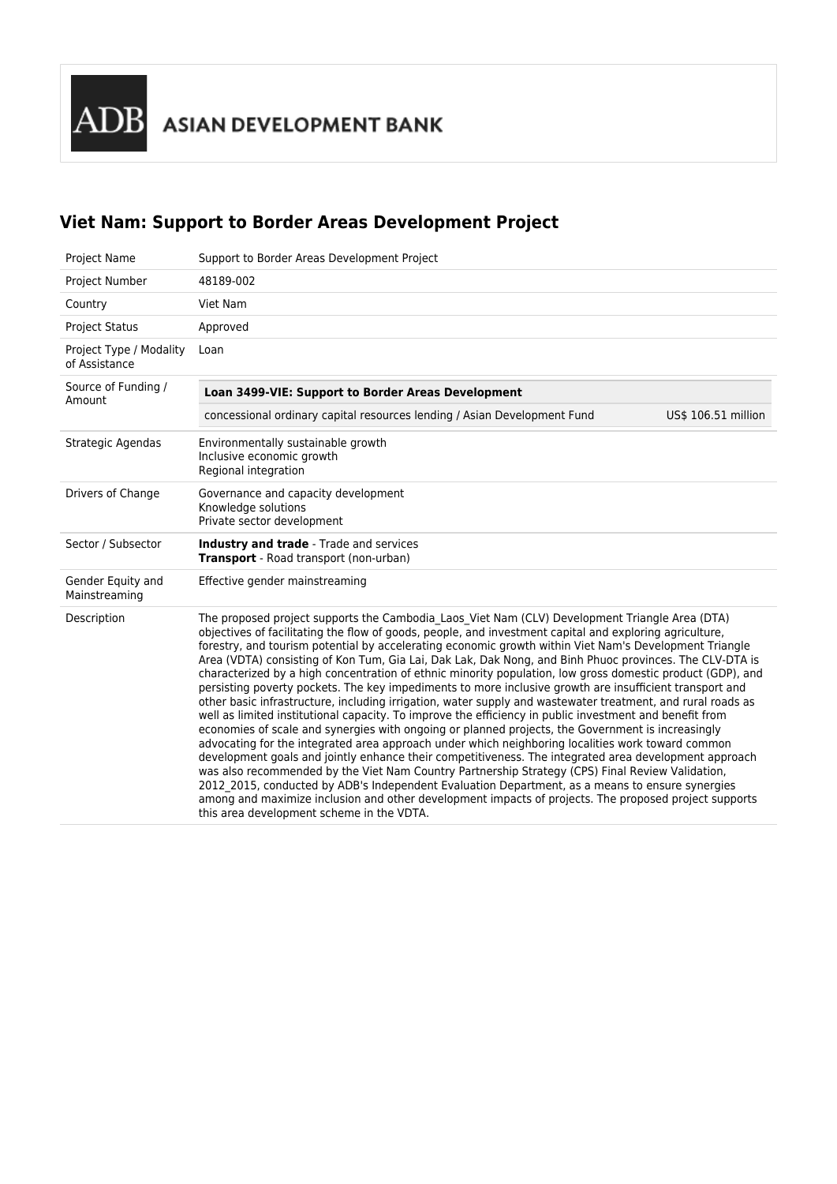ADB ASIAN DEVELOPMENT BANK

## Viet Nam: Support to Border Areas Development Project

| | |
|---|---|
| Project Name | Support to Border Areas Development Project |
| Project Number | 48189-002 |
| Country | Viet Nam |
| Project Status | Approved |
| Project Type / Modality of Assistance | Loan |
| Source of Funding / Amount | **Loan 3499-VIE: Support to Border Areas Development**<br>concessional ordinary capital resources lending / Asian Development Fund — US$ 106.51 million |
| Strategic Agendas | Environmentally sustainable growth<br>Inclusive economic growth<br>Regional integration |
| Drivers of Change | Governance and capacity development<br>Knowledge solutions<br>Private sector development |
| Sector / Subsector | **Industry and trade** - Trade and services<br>**Transport** - Road transport (non-urban) |
| Gender Equity and Mainstreaming | Effective gender mainstreaming |
| Description | The proposed project supports the Cambodia_Laos_Viet Nam (CLV) Development Triangle Area (DTA) objectives of facilitating the flow of goods, people, and investment capital and exploring agriculture, forestry, and tourism potential by accelerating economic growth within Viet Nam's Development Triangle Area (VDTA) consisting of Kon Tum, Gia Lai, Dak Lak, Dak Nong, and Binh Phuoc provinces. The CLV-DTA is characterized by a high concentration of ethnic minority population, low gross domestic product (GDP), and persisting poverty pockets. The key impediments to more inclusive growth are insufficient transport and other basic infrastructure, including irrigation, water supply and wastewater treatment, and rural roads as well as limited institutional capacity. To improve the efficiency in public investment and benefit from economies of scale and synergies with ongoing or planned projects, the Government is increasingly advocating for the integrated area approach under which neighboring localities work toward common development goals and jointly enhance their competitiveness. The integrated area development approach was also recommended by the Viet Nam Country Partnership Strategy (CPS) Final Review Validation, 2012_2015, conducted by ADB's Independent Evaluation Department, as a means to ensure synergies among and maximize inclusion and other development impacts of projects. The proposed project supports this area development scheme in the VDTA. |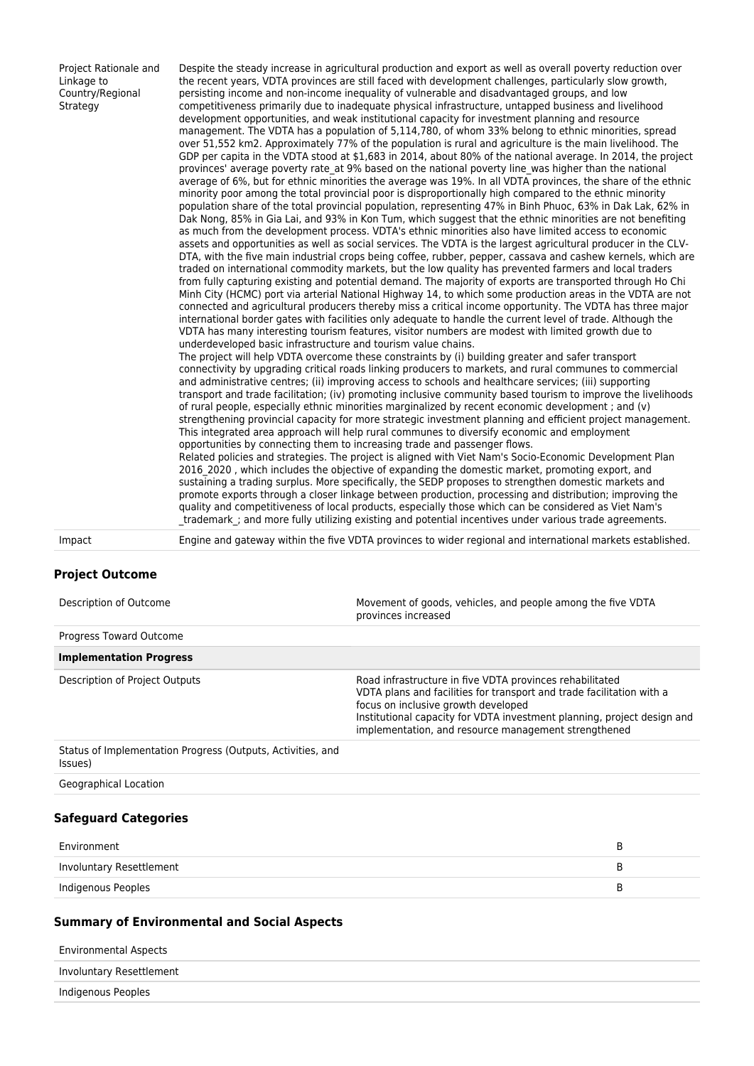| | |
|---|---|
| Project Rationale and Linkage to Country/Regional Strategy | Despite the steady increase in agricultural production and export as well as overall poverty reduction over the recent years, VDTA provinces are still faced with development challenges, particularly slow growth, persisting income and non-income inequality of vulnerable and disadvantaged groups, and low competitiveness primarily due to inadequate physical infrastructure, untapped business and livelihood development opportunities, and weak institutional capacity for investment planning and resource management. The VDTA has a population of 5,114,780, of whom 33% belong to ethnic minorities, spread over 51,552 km2. Approximately 77% of the population is rural and agriculture is the main livelihood. The GDP per capita in the VDTA stood at $1,683 in 2014, about 80% of the national average. In 2014, the project provinces' average poverty rate_at 9% based on the national poverty line_was higher than the national average of 6%, but for ethnic minorities the average was 19%. In all VDTA provinces, the share of the ethnic minority poor among the total provincial poor is disproportionally high compared to the ethnic minority population share of the total provincial population, representing 47% in Binh Phuoc, 63% in Dak Lak, 62% in Dak Nong, 85% in Gia Lai, and 93% in Kon Tum, which suggest that the ethnic minorities are not benefiting as much from the development process. VDTA's ethnic minorities also have limited access to economic assets and opportunities as well as social services. The VDTA is the largest agricultural producer in the CLV-DTA, with the five main industrial crops being coffee, rubber, pepper, cassava and cashew kernels, which are traded on international commodity markets, but the low quality has prevented farmers and local traders from fully capturing existing and potential demand. The majority of exports are transported through Ho Chi Minh City (HCMC) port via arterial National Highway 14, to which some production areas in the VDTA are not connected and agricultural producers thereby miss a critical income opportunity. The VDTA has three major international border gates with facilities only adequate to handle the current level of trade. Although the VDTA has many interesting tourism features, visitor numbers are modest with limited growth due to underdeveloped basic infrastructure and tourism value chains.<br>The project will help VDTA overcome these constraints by (i) building greater and safer transport connectivity by upgrading critical roads linking producers to markets, and rural communes to commercial and administrative centres; (ii) improving access to schools and healthcare services; (iii) supporting transport and trade facilitation; (iv) promoting inclusive community based tourism to improve the livelihoods of rural people, especially ethnic minorities marginalized by recent economic development ; and (v) strengthening provincial capacity for more strategic investment planning and efficient project management. This integrated area approach will help rural communes to diversify economic and employment opportunities by connecting them to increasing trade and passenger flows.<br>Related policies and strategies. The project is aligned with Viet Nam's Socio-Economic Development Plan 2016_2020 , which includes the objective of expanding the domestic market, promoting export, and sustaining a trading surplus. More specifically, the SEDP proposes to strengthen domestic markets and promote exports through a closer linkage between production, processing and distribution; improving the quality and competitiveness of local products, especially those which can be considered as Viet Nam's _trademark_; and more fully utilizing existing and potential incentives under various trade agreements. |
| Impact | Engine and gateway within the five VDTA provinces to wider regional and international markets established. |

## Project Outcome

| | |
|---|---|
| Description of Outcome | Movement of goods, vehicles, and people among the five VDTA provinces increased |
| Progress Toward Outcome | |
| **Implementation Progress** | |
| Description of Project Outputs | Road infrastructure in five VDTA provinces rehabilitated<br>VDTA plans and facilities for transport and trade facilitation with a focus on inclusive growth developed<br>Institutional capacity for VDTA investment planning, project design and implementation, and resource management strengthened |
| Status of Implementation Progress (Outputs, Activities, and Issues) | |
| Geographical Location | |

## Safeguard Categories

| | |
|---|---|
| Environment | B |
| Involuntary Resettlement | B |
| Indigenous Peoples | B |

## Summary of Environmental and Social Aspects

| | |
|---|---|
| Environmental Aspects | |
| Involuntary Resettlement | |
| Indigenous Peoples | |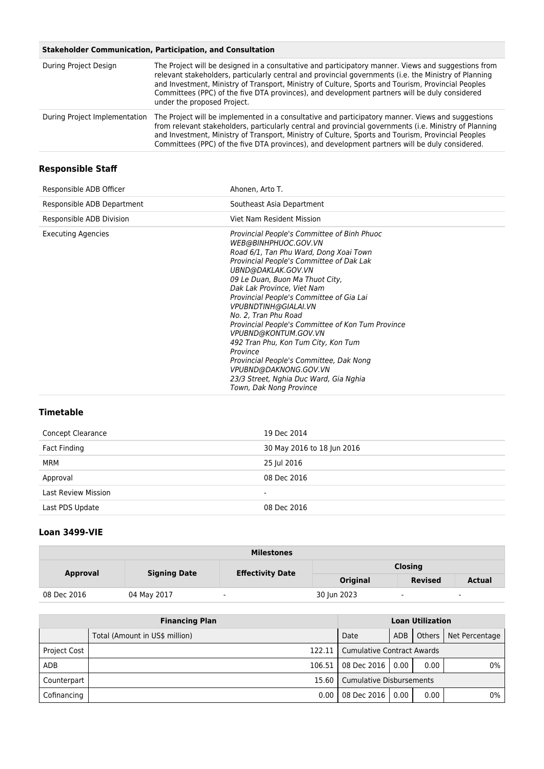| Stakeholder Communication, Participation, and Consultation | |
|---|---|
| During Project Design | The Project will be designed in a consultative and participatory manner. Views and suggestions from relevant stakeholders, particularly central and provincial governments (i.e. the Ministry of Planning and Investment, Ministry of Transport, Ministry of Culture, Sports and Tourism, Provincial Peoples Committees (PPC) of the five DTA provinces), and development partners will be duly considered under the proposed Project. |
| During Project Implementation | The Project will be implemented in a consultative and participatory manner. Views and suggestions from relevant stakeholders, particularly central and provincial governments (i.e. Ministry of Planning and Investment, Ministry of Transport, Ministry of Culture, Sports and Tourism, Provincial Peoples Committees (PPC) of the five DTA provinces), and development partners will be duly considered. |

### Responsible Staff

| | |
|---|---|
| Responsible ADB Officer | Ahonen, Arto T. |
| Responsible ADB Department | Southeast Asia Department |
| Responsible ADB Division | Viet Nam Resident Mission |
| Executing Agencies | *Provincial People's Committee of Binh Phuoc*<br>*WEB@BINHPHUOC.GOV.VN*<br>*Road 6/1, Tan Phu Ward, Dong Xoai Town*<br>*Provincial People's Committee of Dak Lak*<br>*UBND@DAKLAK.GOV.VN*<br>*09 Le Duan, Buon Ma Thuot City,*<br>*Dak Lak Province, Viet Nam*<br>*Provincial People's Committee of Gia Lai*<br>*VPUBNDTINH@GIALAI.VN*<br>*No. 2, Tran Phu Road*<br>*Provincial People's Committee of Kon Tum Province*<br>*VPUBND@KONTUM.GOV.VN*<br>*492 Tran Phu, Kon Tum City, Kon Tum Province*<br>*Provincial People's Committee, Dak Nong*<br>*VPUBND@DAKNONG.GOV.VN*<br>*23/3 Street, Nghia Duc Ward, Gia Nghia Town, Dak Nong Province* |

### Timetable

| | |
|---|---|
| Concept Clearance | 19 Dec 2014 |
| Fact Finding | 30 May 2016 to 18 Jun 2016 |
| MRM | 25 Jul 2016 |
| Approval | 08 Dec 2016 |
| Last Review Mission | - |
| Last PDS Update | 08 Dec 2016 |

### Loan 3499-VIE

| Milestones | | | | | |
|---|---|---|---|---|---|
| Approval | Signing Date | Effectivity Date | Closing | | |
| | | | Original | Revised | Actual |
| 08 Dec 2016 | 04 May 2017 | - | 30 Jun 2023 | - | - |

| Financing Plan | | Loan Utilization | | | |
|---|---|---|---|---|---|
| | Total (Amount in US$ million) | Date | ADB | Others | Net Percentage |
| Project Cost | 122.11 | Cumulative Contract Awards | | | |
| ADB | 106.51 | 08 Dec 2016 | 0.00 | 0.00 | 0% |
| Counterpart | 15.60 | Cumulative Disbursements | | | |
| Cofinancing | 0.00 | 08 Dec 2016 | 0.00 | 0.00 | 0% |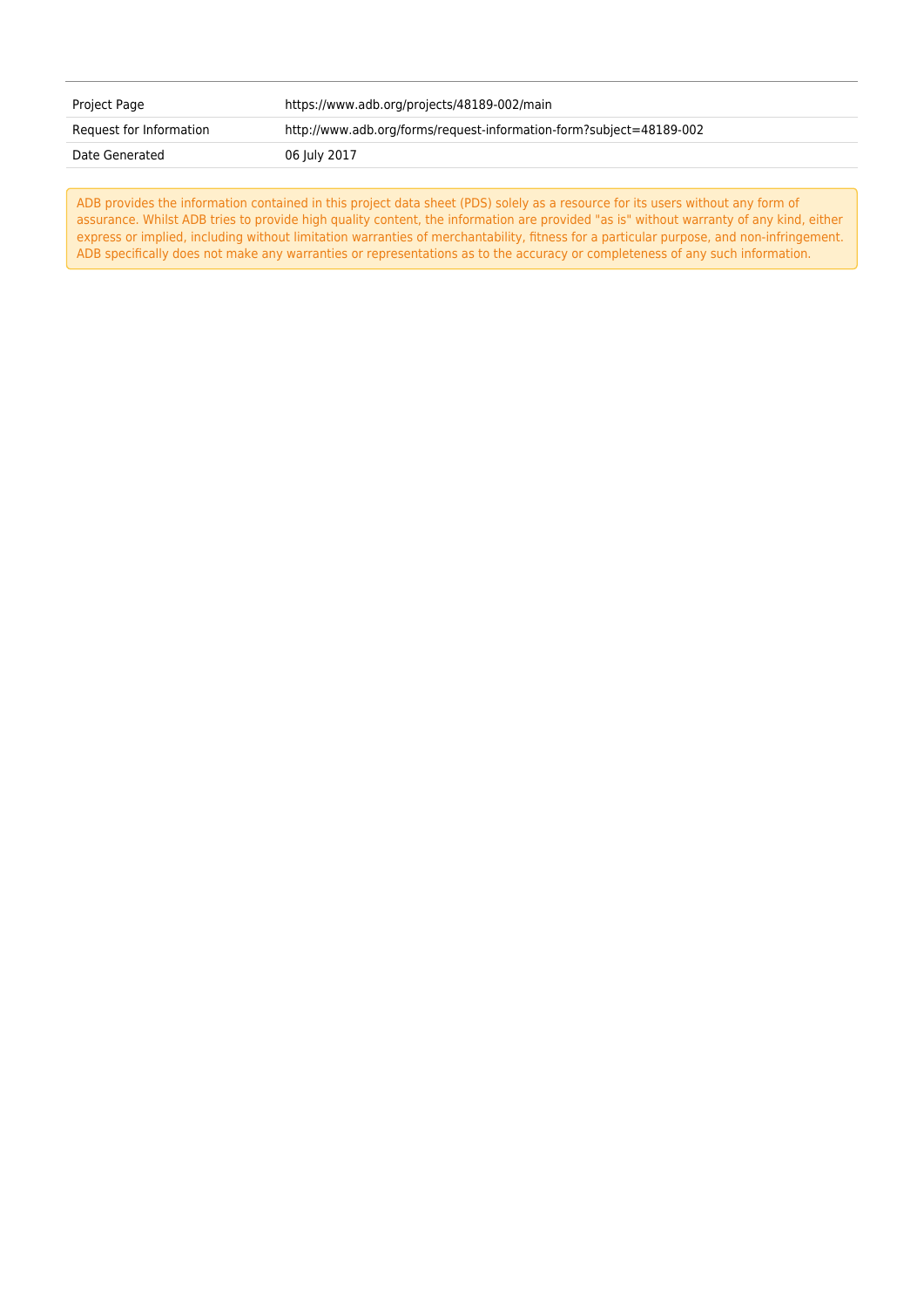| | |
|---|---|
| Project Page | https://www.adb.org/projects/48189-002/main |
| Request for Information | http://www.adb.org/forms/request-information-form?subject=48189-002 |
| Date Generated | 06 July 2017 |

ADB provides the information contained in this project data sheet (PDS) solely as a resource for its users without any form of assurance. Whilst ADB tries to provide high quality content, the information are provided "as is" without warranty of any kind, either express or implied, including without limitation warranties of merchantability, fitness for a particular purpose, and non-infringement. ADB specifically does not make any warranties or representations as to the accuracy or completeness of any such information.